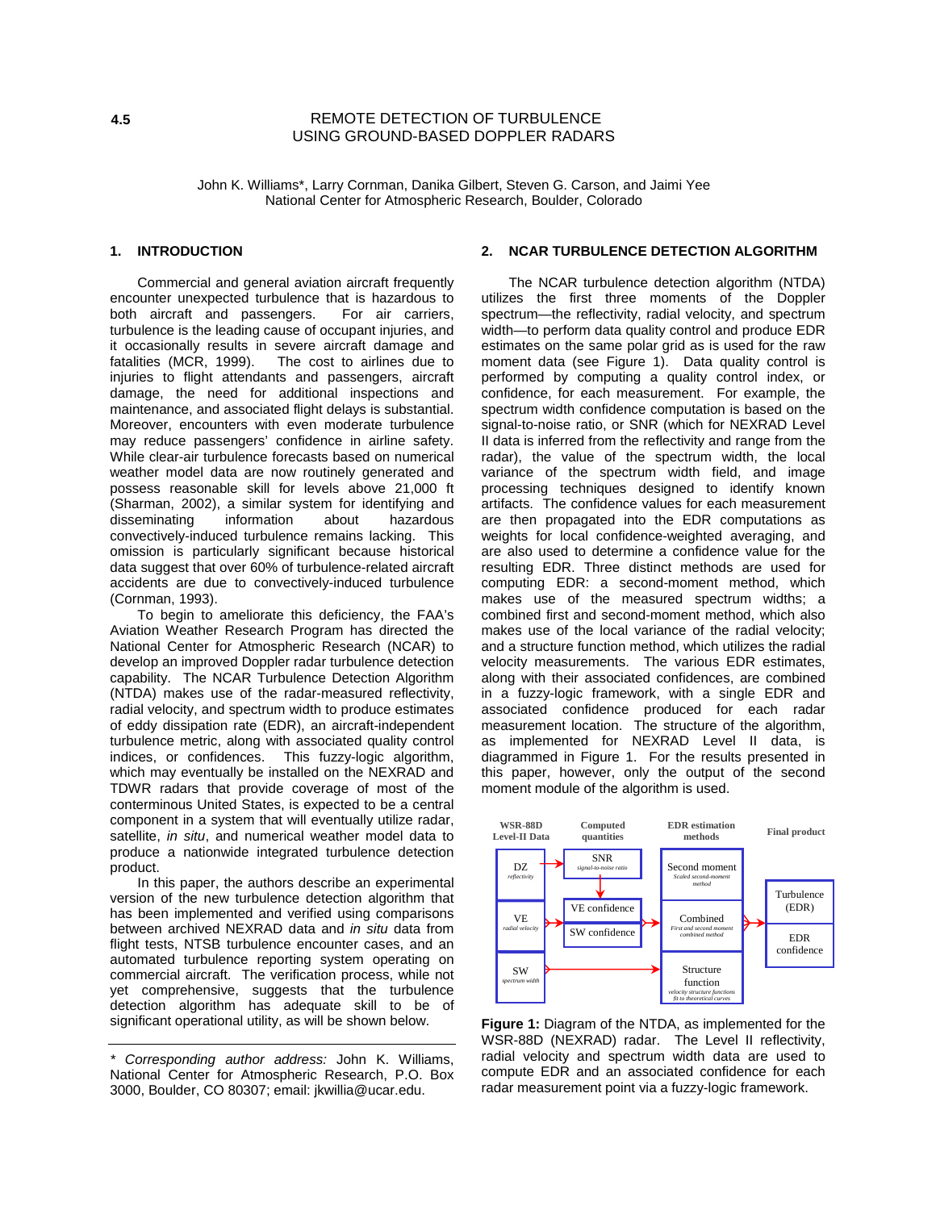4.5

# REMOTE DETECTION OF TURBULENCE USING GROUND-BASED DOPPLER RADARS

John K. Williams*, Larry Cornman, Danika Gilbert, Steven G. Carson, and Jaimi Yee
National Center for Atmospheric Research, Boulder, Colorado

## 1. INTRODUCTION

Commercial and general aviation aircraft frequently encounter unexpected turbulence that is hazardous to both aircraft and passengers. For air carriers, turbulence is the leading cause of occupant injuries, and it occasionally results in severe aircraft damage and fatalities (MCR, 1999). The cost to airlines due to injuries to flight attendants and passengers, aircraft damage, the need for additional inspections and maintenance, and associated flight delays is substantial. Moreover, encounters with even moderate turbulence may reduce passengers' confidence in airline safety. While clear-air turbulence forecasts based on numerical weather model data are now routinely generated and possess reasonable skill for levels above 21,000 ft (Sharman, 2002), a similar system for identifying and disseminating information about hazardous convectively-induced turbulence remains lacking. This omission is particularly significant because historical data suggest that over 60% of turbulence-related aircraft accidents are due to convectively-induced turbulence (Cornman, 1993).

To begin to ameliorate this deficiency, the FAA's Aviation Weather Research Program has directed the National Center for Atmospheric Research (NCAR) to develop an improved Doppler radar turbulence detection capability. The NCAR Turbulence Detection Algorithm (NTDA) makes use of the radar-measured reflectivity, radial velocity, and spectrum width to produce estimates of eddy dissipation rate (EDR), an aircraft-independent turbulence metric, along with associated quality control indices, or confidences. This fuzzy-logic algorithm, which may eventually be installed on the NEXRAD and TDWR radars that provide coverage of most of the conterminous United States, is expected to be a central component in a system that will eventually utilize radar, satellite, *in situ*, and numerical weather model data to produce a nationwide integrated turbulence detection product.

In this paper, the authors describe an experimental version of the new turbulence detection algorithm that has been implemented and verified using comparisons between archived NEXRAD data and *in situ* data from flight tests, NTSB turbulence encounter cases, and an automated turbulence reporting system operating on commercial aircraft. The verification process, while not yet comprehensive, suggests that the turbulence detection algorithm has adequate skill to be of significant operational utility, as will be shown below.

\* *Corresponding author address:* John K. Williams, National Center for Atmospheric Research, P.O. Box 3000, Boulder, CO 80307; email: jkwillia@ucar.edu.

## 2. NCAR TURBULENCE DETECTION ALGORITHM

The NCAR turbulence detection algorithm (NTDA) utilizes the first three moments of the Doppler spectrum—the reflectivity, radial velocity, and spectrum width—to perform data quality control and produce EDR estimates on the same polar grid as is used for the raw moment data (see Figure 1). Data quality control is performed by computing a quality control index, or confidence, for each measurement. For example, the spectrum width confidence computation is based on the signal-to-noise ratio, or SNR (which for NEXRAD Level II data is inferred from the reflectivity and range from the radar), the value of the spectrum width, the local variance of the spectrum width field, and image processing techniques designed to identify known artifacts. The confidence values for each measurement are then propagated into the EDR computations as weights for local confidence-weighted averaging, and are also used to determine a confidence value for the resulting EDR. Three distinct methods are used for computing EDR: a second-moment method, which makes use of the measured spectrum widths; a combined first and second-moment method, which also makes use of the local variance of the radial velocity; and a structure function method, which utilizes the radial velocity measurements. The various EDR estimates, along with their associated confidences, are combined in a fuzzy-logic framework, with a single EDR and associated confidence produced for each radar measurement location. The structure of the algorithm, as implemented for NEXRAD Level II data, is diagrammed in Figure 1. For the results presented in this paper, however, only the output of the second moment module of the algorithm is used.

**Figure 1:** Diagram of the NTDA, as implemented for the WSR-88D (NEXRAD) radar. The Level II reflectivity, radial velocity and spectrum width data are used to compute EDR and an associated confidence for each radar measurement point via a fuzzy-logic framework.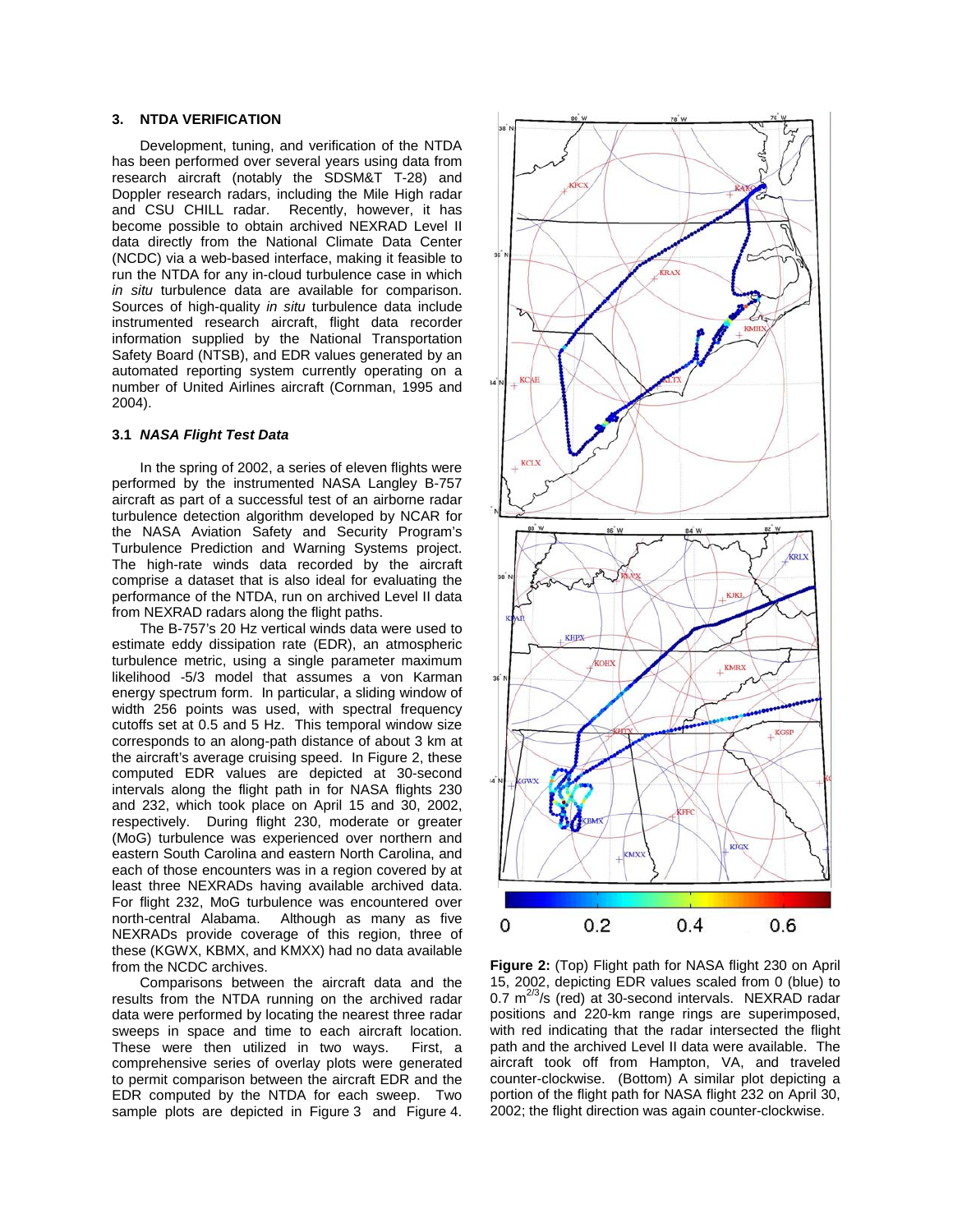## 3. NTDA VERIFICATION

Development, tuning, and verification of the NTDA has been performed over several years using data from research aircraft (notably the SDSM&T T-28) and Doppler research radars, including the Mile High radar and CSU CHILL radar. Recently, however, it has become possible to obtain archived NEXRAD Level II data directly from the National Climate Data Center (NCDC) via a web-based interface, making it feasible to run the NTDA for any in-cloud turbulence case in which *in situ* turbulence data are available for comparison. Sources of high-quality *in situ* turbulence data include instrumented research aircraft, flight data recorder information supplied by the National Transportation Safety Board (NTSB), and EDR values generated by an automated reporting system currently operating on a number of United Airlines aircraft (Cornman, 1995 and 2004).

### 3.1 *NASA Flight Test Data*

In the spring of 2002, a series of eleven flights were performed by the instrumented NASA Langley B-757 aircraft as part of a successful test of an airborne radar turbulence detection algorithm developed by NCAR for the NASA Aviation Safety and Security Program's Turbulence Prediction and Warning Systems project. The high-rate winds data recorded by the aircraft comprise a dataset that is also ideal for evaluating the performance of the NTDA, run on archived Level II data from NEXRAD radars along the flight paths.

The B-757's 20 Hz vertical winds data were used to estimate eddy dissipation rate (EDR), an atmospheric turbulence metric, using a single parameter maximum likelihood -5/3 model that assumes a von Karman energy spectrum form. In particular, a sliding window of width 256 points was used, with spectral frequency cutoffs set at 0.5 and 5 Hz. This temporal window size corresponds to an along-path distance of about 3 km at the aircraft's average cruising speed. In Figure 2, these computed EDR values are depicted at 30-second intervals along the flight path in for NASA flights 230 and 232, which took place on April 15 and 30, 2002, respectively. During flight 230, moderate or greater (MoG) turbulence was experienced over northern and eastern South Carolina and eastern North Carolina, and each of those encounters was in a region covered by at least three NEXRADs having available archived data. For flight 232, MoG turbulence was encountered over north-central Alabama. Although as many as five NEXRADs provide coverage of this region, three of these (KGWX, KBMX, and KMXX) had no data available from the NCDC archives.

Comparisons between the aircraft data and the results from the NTDA running on the archived radar data were performed by locating the nearest three radar sweeps in space and time to each aircraft location. These were then utilized in two ways. First, a comprehensive series of overlay plots were generated to permit comparison between the aircraft EDR and the EDR computed by the NTDA for each sweep. Two sample plots are depicted in Figure 3 and Figure 4.

**Figure 2:** (Top) Flight path for NASA flight 230 on April 15, 2002, depicting EDR values scaled from 0 (blue) to 0.7 $m^{2/3}/s$ (red) at 30-second intervals. NEXRAD radar positions and 220-km range rings are superimposed, with red indicating that the radar intersected the flight path and the archived Level II data were available. The aircraft took off from Hampton, VA, and traveled counter-clockwise. (Bottom) A similar plot depicting a portion of the flight path for NASA flight 232 on April 30, 2002; the flight direction was again counter-clockwise.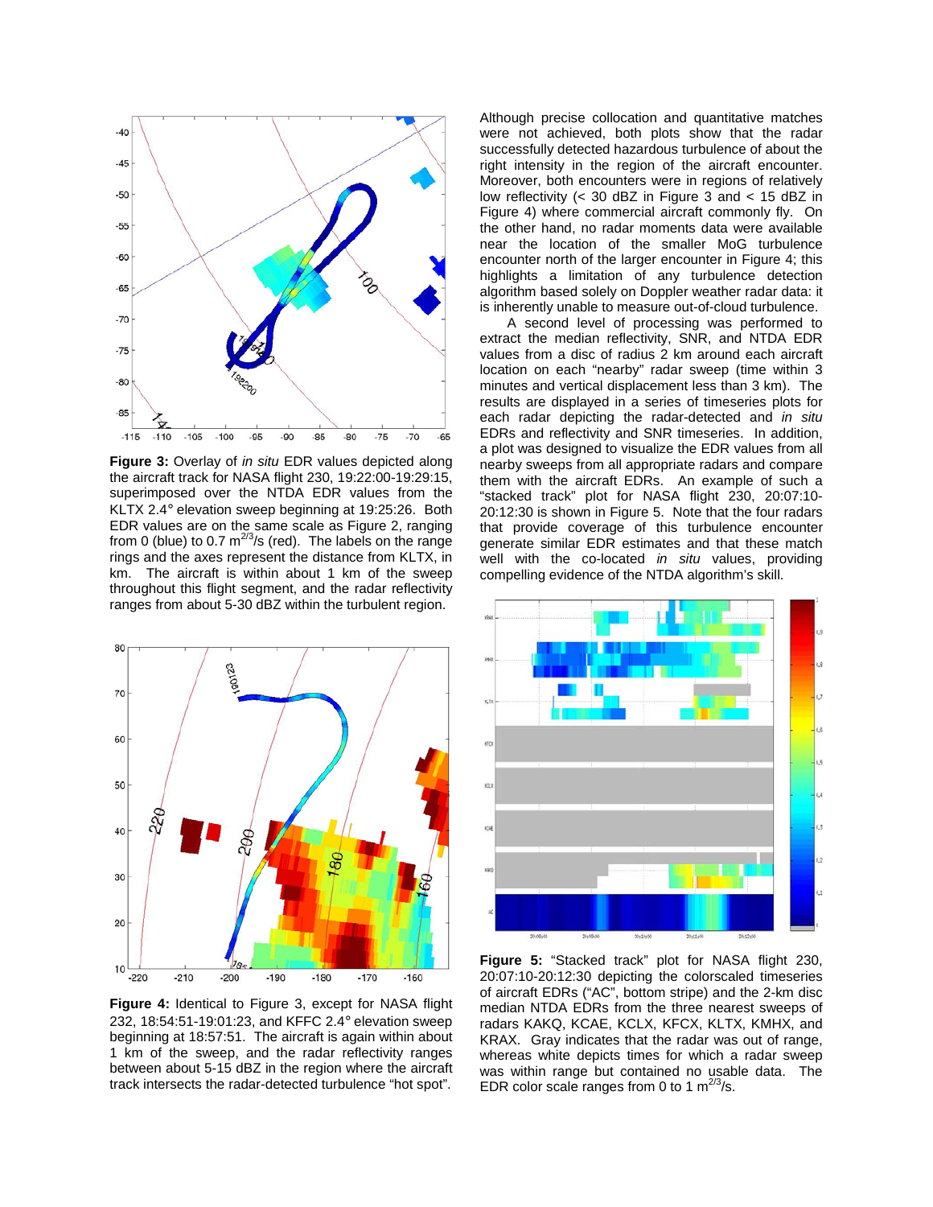**Figure 3:** Overlay of *in situ* EDR values depicted along the aircraft track for NASA flight 230, 19:22:00-19:29:15, superimposed over the NTDA EDR values from the KLTX 2.4° elevation sweep beginning at 19:25:26. Both EDR values are on the same scale as Figure 2, ranging from 0 (blue) to 0.7 $m^{2/3}/s$ (red). The labels on the range rings and the axes represent the distance from KLTX, in km. The aircraft is within about 1 km of the sweep throughout this flight segment, and the radar reflectivity ranges from about 5-30 dBZ within the turbulent region.

**Figure 4:** Identical to Figure 3, except for NASA flight 232, 18:54:51-19:01:23, and KFFC 2.4° elevation sweep beginning at 18:57:51. The aircraft is again within about 1 km of the sweep, and the radar reflectivity ranges between about 5-15 dBZ in the region where the aircraft track intersects the radar-detected turbulence "hot spot".

Although precise collocation and quantitative matches were not achieved, both plots show that the radar successfully detected hazardous turbulence of about the right intensity in the region of the aircraft encounter. Moreover, both encounters were in regions of relatively low reflectivity (< 30 dBZ in Figure 3 and < 15 dBZ in Figure 4) where commercial aircraft commonly fly. On the other hand, no radar moments data were available near the location of the smaller MoG turbulence encounter north of the larger encounter in Figure 4; this highlights a limitation of any turbulence detection algorithm based solely on Doppler weather radar data: it is inherently unable to measure out-of-cloud turbulence.

A second level of processing was performed to extract the median reflectivity, SNR, and NTDA EDR values from a disc of radius 2 km around each aircraft location on each "nearby" radar sweep (time within 3 minutes and vertical displacement less than 3 km). The results are displayed in a series of timeseries plots for each radar depicting the radar-detected and *in situ* EDRs and reflectivity and SNR timeseries. In addition, a plot was designed to visualize the EDR values from all nearby sweeps from all appropriate radars and compare them with the aircraft EDRs. An example of such a "stacked track" plot for NASA flight 230, 20:07:10-20:12:30 is shown in Figure 5. Note that the four radars that provide coverage of this turbulence encounter generate similar EDR estimates and that these match well with the co-located *in situ* values, providing compelling evidence of the NTDA algorithm's skill.

**Figure 5:** "Stacked track" plot for NASA flight 230, 20:07:10-20:12:30 depicting the colorscaled timeseries of aircraft EDRs ("AC", bottom stripe) and the 2-km disc median NTDA EDRs from the three nearest sweeps of radars KAKQ, KCAE, KCLX, KFCX, KLTX, KMHX, and KRAX. Gray indicates that the radar was out of range, whereas white depicts times for which a radar sweep was within range but contained no usable data. The EDR color scale ranges from 0 to 1 $m^{2/3}/s$.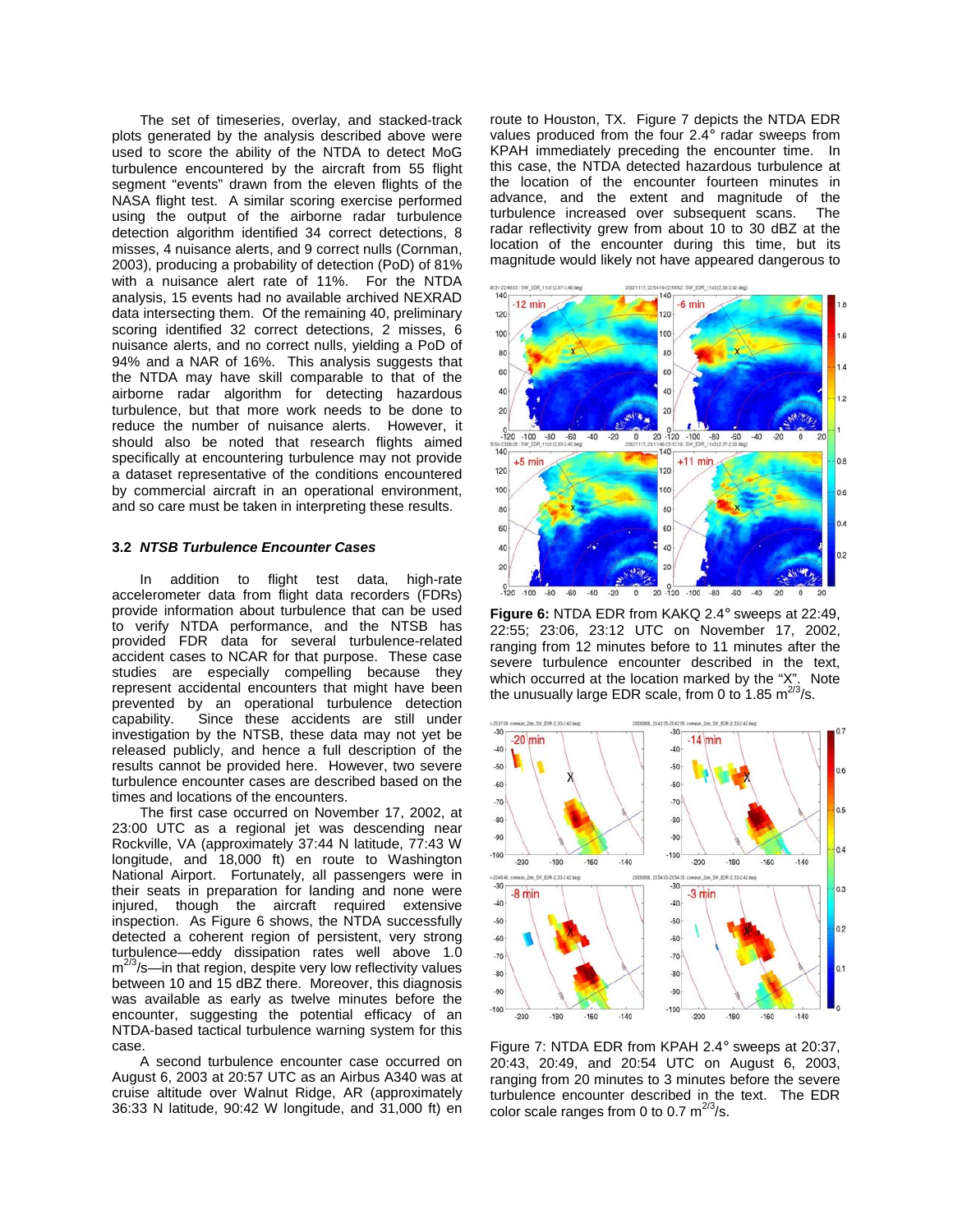The set of timeseries, overlay, and stacked-track plots generated by the analysis described above were used to score the ability of the NTDA to detect MoG turbulence encountered by the aircraft from 55 flight segment "events" drawn from the eleven flights of the NASA flight test. A similar scoring exercise performed using the output of the airborne radar turbulence detection algorithm identified 34 correct detections, 8 misses, 4 nuisance alerts, and 9 correct nulls (Cornman, 2003), producing a probability of detection (PoD) of 81% with a nuisance alert rate of 11%. For the NTDA analysis, 15 events had no available archived NEXRAD data intersecting them. Of the remaining 40, preliminary scoring identified 32 correct detections, 2 misses, 6 nuisance alerts, and no correct nulls, yielding a PoD of 94% and a NAR of 16%. This analysis suggests that the NTDA may have skill comparable to that of the airborne radar algorithm for detecting hazardous turbulence, but that more work needs to be done to reduce the number of nuisance alerts. However, it should also be noted that research flights aimed specifically at encountering turbulence may not provide a dataset representative of the conditions encountered by commercial aircraft in an operational environment, and so care must be taken in interpreting these results.

### 3.2 *NTSB Turbulence Encounter Cases*

In addition to flight test data, high-rate accelerometer data from flight data recorders (FDRs) provide information about turbulence that can be used to verify NTDA performance, and the NTSB has provided FDR data for several turbulence-related accident cases to NCAR for that purpose. These case studies are especially compelling because they represent accidental encounters that might have been prevented by an operational turbulence detection capability. Since these accidents are still under investigation by the NTSB, these data may not yet be released publicly, and hence a full description of the results cannot be provided here. However, two severe turbulence encounter cases are described based on the times and locations of the encounters.

The first case occurred on November 17, 2002, at 23:00 UTC as a regional jet was descending near Rockville, VA (approximately 37:44 N latitude, 77:43 W longitude, and 18,000 ft) en route to Washington National Airport. Fortunately, all passengers were in their seats in preparation for landing and none were injured, though the aircraft required extensive inspection. As Figure 6 shows, the NTDA successfully detected a coherent region of persistent, very strong turbulence—eddy dissipation rates well above 1.0 $m^{2/3}/s$—in that region, despite very low reflectivity values between 10 and 15 dBZ there. Moreover, this diagnosis was available as early as twelve minutes before the encounter, suggesting the potential efficacy of an NTDA-based tactical turbulence warning system for this case.

A second turbulence encounter case occurred on August 6, 2003 at 20:57 UTC as an Airbus A340 was at cruise altitude over Walnut Ridge, AR (approximately 36:33 N latitude, 90:42 W longitude, and 31,000 ft) en route to Houston, TX. Figure 7 depicts the NTDA EDR values produced from the four 2.4° radar sweeps from KPAH immediately preceding the encounter time. In this case, the NTDA detected hazardous turbulence at the location of the encounter fourteen minutes in advance, and the extent and magnitude of the turbulence increased over subsequent scans. The radar reflectivity grew from about 10 to 30 dBZ at the location of the encounter during this time, but its magnitude would likely not have appeared dangerous to

**Figure 6:** NTDA EDR from KAKQ 2.4° sweeps at 22:49, 22:55; 23:06, 23:12 UTC on November 17, 2002, ranging from 12 minutes before to 11 minutes after the severe turbulence encounter described in the text, which occurred at the location marked by the "X". Note the unusually large EDR scale, from 0 to 1.85 $m^{2/3}/s$.

Figure 7: NTDA EDR from KPAH 2.4° sweeps at 20:37, 20:43, 20:49, and 20:54 UTC on August 6, 2003, ranging from 20 minutes to 3 minutes before the severe turbulence encounter described in the text. The EDR color scale ranges from 0 to 0.7 $m^{2/3}/s$.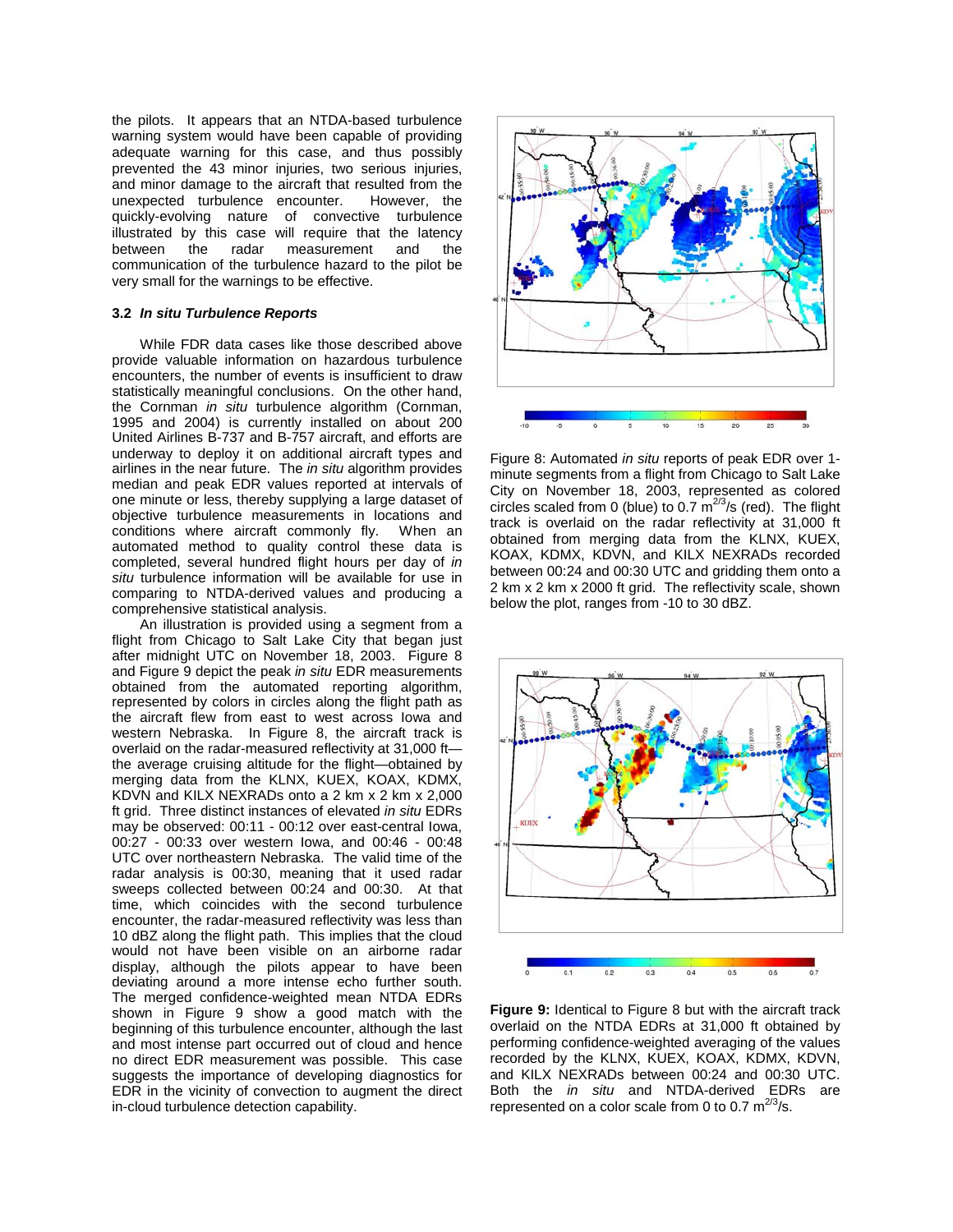the pilots. It appears that an NTDA-based turbulence warning system would have been capable of providing adequate warning for this case, and thus possibly prevented the 43 minor injuries, two serious injuries, and minor damage to the aircraft that resulted from the unexpected turbulence encounter. However, the quickly-evolving nature of convective turbulence illustrated by this case will require that the latency between the radar measurement and the communication of the turbulence hazard to the pilot be very small for the warnings to be effective.

### 3.2 *In situ Turbulence Reports*

While FDR data cases like those described above provide valuable information on hazardous turbulence encounters, the number of events is insufficient to draw statistically meaningful conclusions. On the other hand, the Cornman *in situ* turbulence algorithm (Cornman, 1995 and 2004) is currently installed on about 200 United Airlines B-737 and B-757 aircraft, and efforts are underway to deploy it on additional aircraft types and airlines in the near future. The *in situ* algorithm provides median and peak EDR values reported at intervals of one minute or less, thereby supplying a large dataset of objective turbulence measurements in locations and conditions where aircraft commonly fly. When an automated method to quality control these data is completed, several hundred flight hours per day of *in situ* turbulence information will be available for use in comparing to NTDA-derived values and producing a comprehensive statistical analysis.

An illustration is provided using a segment from a flight from Chicago to Salt Lake City that began just after midnight UTC on November 18, 2003. Figure 8 and Figure 9 depict the peak *in situ* EDR measurements obtained from the automated reporting algorithm, represented by colors in circles along the flight path as the aircraft flew from east to west across Iowa and western Nebraska. In Figure 8, the aircraft track is overlaid on the radar-measured reflectivity at 31,000 ft—the average cruising altitude for the flight—obtained by merging data from the KLNX, KUEX, KOAX, KDMX, KDVN and KILX NEXRADs onto a 2 km x 2 km x 2,000 ft grid. Three distinct instances of elevated *in situ* EDRs may be observed: 00:11 - 00:12 over east-central Iowa, 00:27 - 00:33 over western Iowa, and 00:46 - 00:48 UTC over northeastern Nebraska. The valid time of the radar analysis is 00:30, meaning that it used radar sweeps collected between 00:24 and 00:30. At that time, which coincides with the second turbulence encounter, the radar-measured reflectivity was less than 10 dBZ along the flight path. This implies that the cloud would not have been visible on an airborne radar display, although the pilots appear to have been deviating around a more intense echo further south. The merged confidence-weighted mean NTDA EDRs shown in Figure 9 show a good match with the beginning of this turbulence encounter, although the last and most intense part occurred out of cloud and hence no direct EDR measurement was possible. This case suggests the importance of developing diagnostics for EDR in the vicinity of convection to augment the direct in-cloud turbulence detection capability.

Figure 8: Automated *in situ* reports of peak EDR over 1-minute segments from a flight from Chicago to Salt Lake City on November 18, 2003, represented as colored circles scaled from 0 (blue) to 0.7 $m^{2/3}/s$ (red). The flight track is overlaid on the radar reflectivity at 31,000 ft obtained from merging data from the KLNX, KUEX, KOAX, KDMX, KDVN, and KILX NEXRADs recorded between 00:24 and 00:30 UTC and gridding them onto a 2 km x 2 km x 2000 ft grid. The reflectivity scale, shown below the plot, ranges from -10 to 30 dBZ.

**Figure 9:** Identical to Figure 8 but with the aircraft track overlaid on the NTDA EDRs at 31,000 ft obtained by performing confidence-weighted averaging of the values recorded by the KLNX, KUEX, KOAX, KDMX, KDVN, and KILX NEXRADs between 00:24 and 00:30 UTC. Both the *in situ* and NTDA-derived EDRs are represented on a color scale from 0 to 0.7 $m^{2/3}/s$.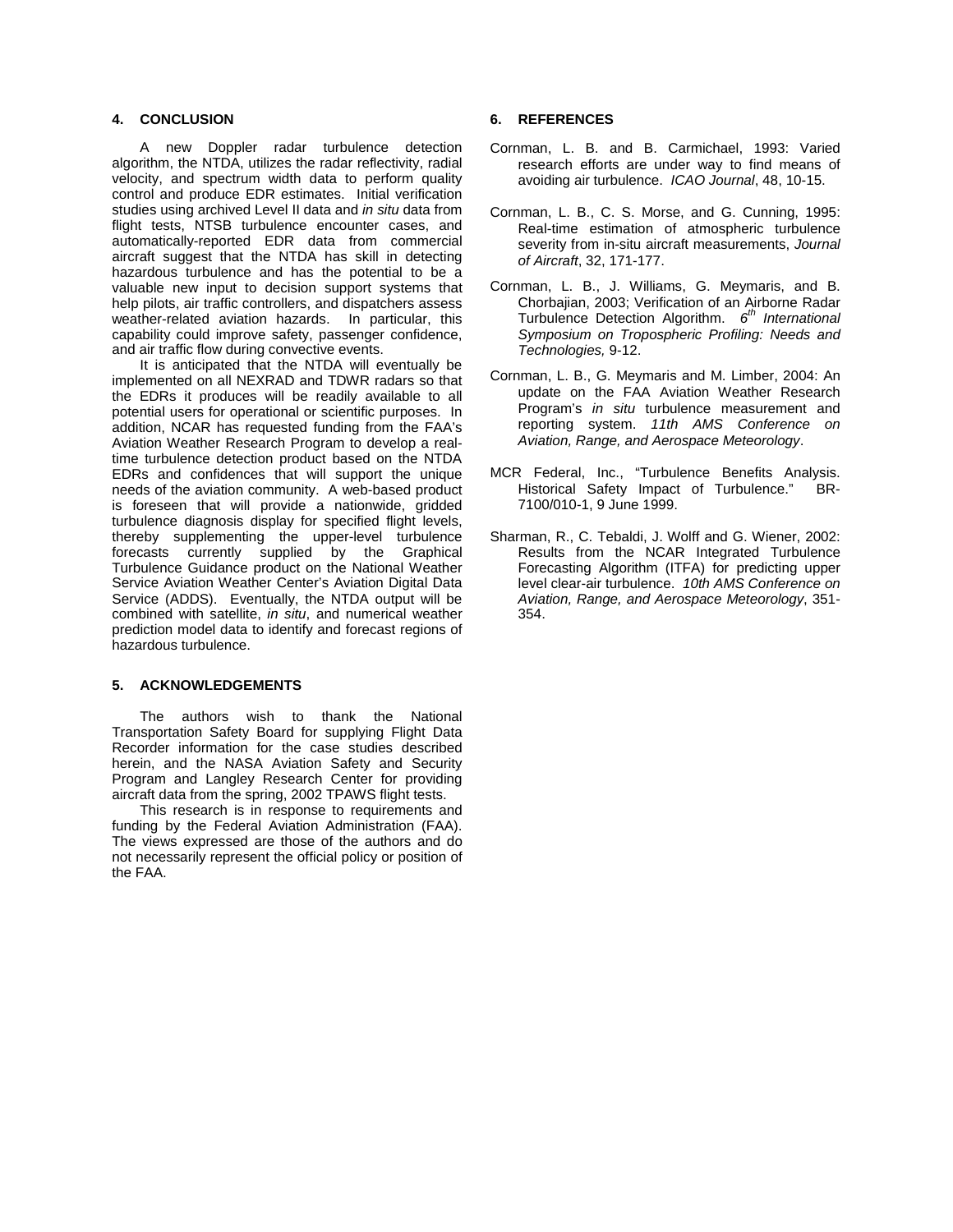## 4. CONCLUSION

A new Doppler radar turbulence detection algorithm, the NTDA, utilizes the radar reflectivity, radial velocity, and spectrum width data to perform quality control and produce EDR estimates. Initial verification studies using archived Level II data and *in situ* data from flight tests, NTSB turbulence encounter cases, and automatically-reported EDR data from commercial aircraft suggest that the NTDA has skill in detecting hazardous turbulence and has the potential to be a valuable new input to decision support systems that help pilots, air traffic controllers, and dispatchers assess weather-related aviation hazards. In particular, this capability could improve safety, passenger confidence, and air traffic flow during convective events.

It is anticipated that the NTDA will eventually be implemented on all NEXRAD and TDWR radars so that the EDRs it produces will be readily available to all potential users for operational or scientific purposes. In addition, NCAR has requested funding from the FAA's Aviation Weather Research Program to develop a real-time turbulence detection product based on the NTDA EDRs and confidences that will support the unique needs of the aviation community. A web-based product is foreseen that will provide a nationwide, gridded turbulence diagnosis display for specified flight levels, thereby supplementing the upper-level turbulence forecasts currently supplied by the Graphical Turbulence Guidance product on the National Weather Service Aviation Weather Center's Aviation Digital Data Service (ADDS). Eventually, the NTDA output will be combined with satellite, *in situ*, and numerical weather prediction model data to identify and forecast regions of hazardous turbulence.

## 5. ACKNOWLEDGEMENTS

The authors wish to thank the National Transportation Safety Board for supplying Flight Data Recorder information for the case studies described herein, and the NASA Aviation Safety and Security Program and Langley Research Center for providing aircraft data from the spring, 2002 TPAWS flight tests.

This research is in response to requirements and funding by the Federal Aviation Administration (FAA). The views expressed are those of the authors and do not necessarily represent the official policy or position of the FAA.

## 6. REFERENCES

Cornman, L. B. and B. Carmichael, 1993: Varied research efforts are under way to find means of avoiding air turbulence. *ICAO Journal*, 48, 10-15.

Cornman, L. B., C. S. Morse, and G. Cunning, 1995: Real-time estimation of atmospheric turbulence severity from in-situ aircraft measurements, *Journal of Aircraft*, 32, 171-177.

Cornman, L. B., J. Williams, G. Meymaris, and B. Chorbajian, 2003; Verification of an Airborne Radar Turbulence Detection Algorithm. *6th International Symposium on Tropospheric Profiling: Needs and Technologies,* 9-12.

Cornman, L. B., G. Meymaris and M. Limber, 2004: An update on the FAA Aviation Weather Research Program's *in situ* turbulence measurement and reporting system. *11th AMS Conference on Aviation, Range, and Aerospace Meteorology*.

MCR Federal, Inc., "Turbulence Benefits Analysis. Historical Safety Impact of Turbulence." BR-7100/010-1, 9 June 1999.

Sharman, R., C. Tebaldi, J. Wolff and G. Wiener, 2002: Results from the NCAR Integrated Turbulence Forecasting Algorithm (ITFA) for predicting upper level clear-air turbulence. *10th AMS Conference on Aviation, Range, and Aerospace Meteorology*, 351-354.